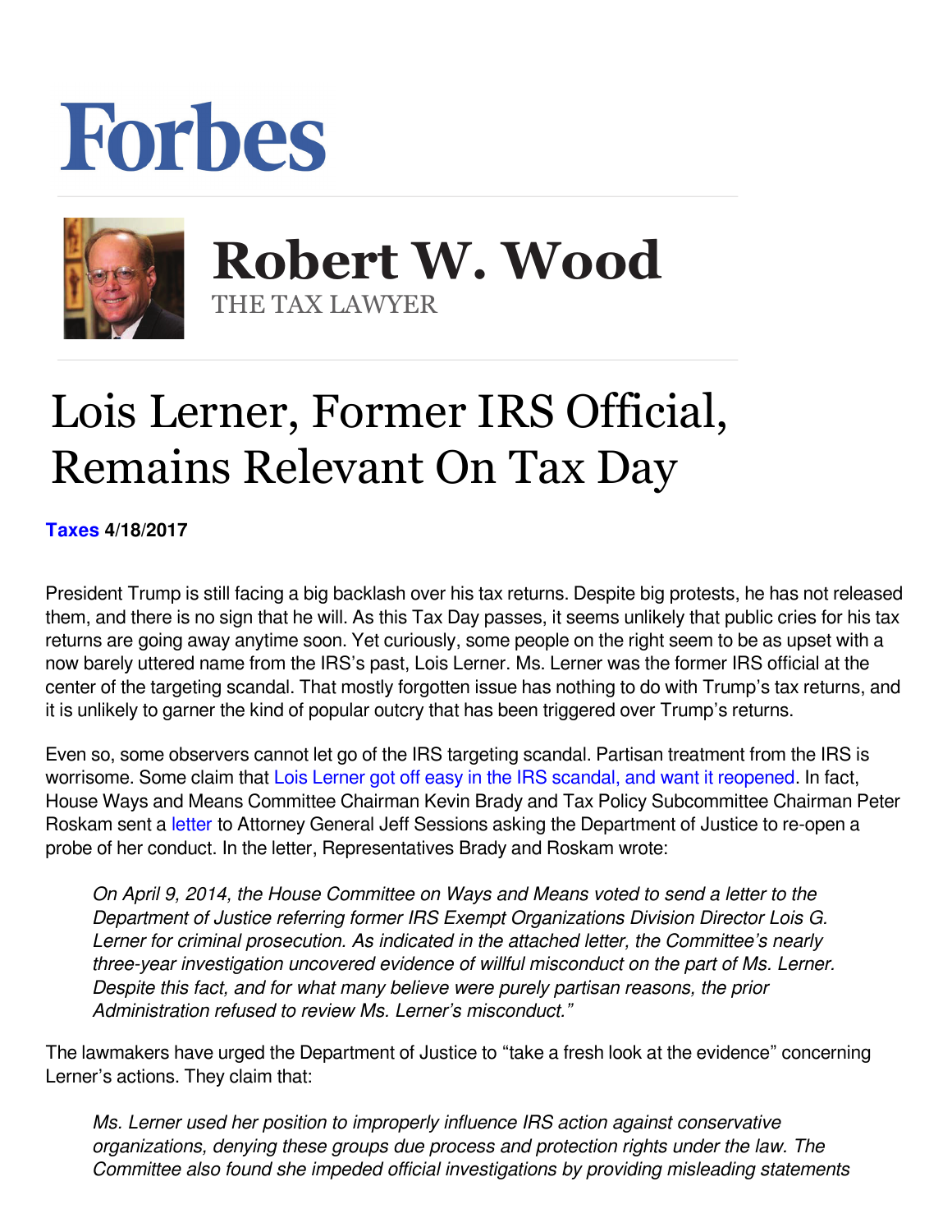Forbes

# Robert W. Wood

THE TAX LAWYER

# Lois Lerner, Former IRS Official, Remains Relevant On Tax Day

**Taxes 4/18/2017**

President Trump is still facing a big backlash over his tax returns. Despite big protests, he has not released them, and there is no sign that he will. As this Tax Day passes, it seems unlikely that public cries for his tax returns are going away anytime soon. Yet curiously, some people on the right seem to be as upset with a now barely uttered name from the IRS's past, Lois Lerner. Ms. Lerner was the former IRS official at the center of the targeting scandal. That mostly forgotten issue has nothing to do with Trump's tax returns, and it is unlikely to garner the kind of popular outcry that has been triggered over Trump's returns.

Even so, some observers cannot let go of the IRS targeting scandal. Partisan treatment from the IRS is worrisome. Some claim that Lois Lerner got off easy in the IRS scandal, and want it reopened. In fact, House Ways and Means Committee Chairman Kevin Brady and Tax Policy Subcommittee Chairman Peter Roskam sent a letter to Attorney General Jeff Sessions asking the Department of Justice to re-open a probe of her conduct. In the letter, Representatives Brady and Roskam wrote:

> *On April 9, 2014, the House Committee on Ways and Means voted to send a letter to the Department of Justice referring former IRS Exempt Organizations Division Director Lois G. Lerner for criminal prosecution. As indicated in the attached letter, the Committee's nearly three-year investigation uncovered evidence of willful misconduct on the part of Ms. Lerner. Despite this fact, and for what many believe were purely partisan reasons, the prior Administration refused to review Ms. Lerner's misconduct."*

The lawmakers have urged the Department of Justice to "take a fresh look at the evidence" concerning Lerner's actions. They claim that:

> *Ms. Lerner used her position to improperly influence IRS action against conservative organizations, denying these groups due process and protection rights under the law. The Committee also found she impeded official investigations by providing misleading statements*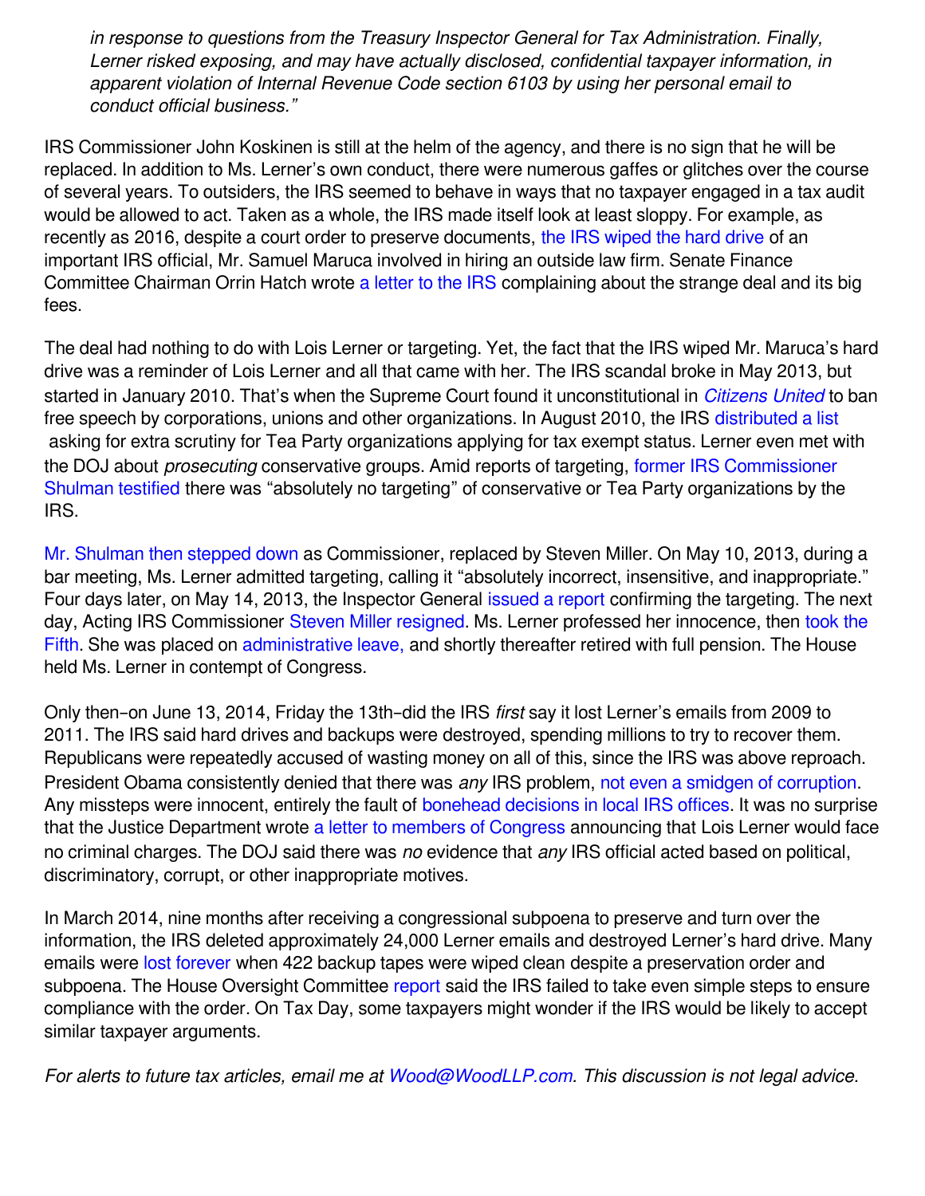*in response to questions from the Treasury Inspector General for Tax Administration. Finally, Lerner risked exposing, and may have actually disclosed, confidential taxpayer information, in apparent violation of Internal Revenue Code section 6103 by using her personal email to conduct official business."*

IRS Commissioner John Koskinen is still at the helm of the agency, and there is no sign that he will be replaced. In addition to Ms. Lerner's own conduct, there were numerous gaffes or glitches over the course of several years. To outsiders, the IRS seemed to behave in ways that no taxpayer engaged in a tax audit would be allowed to act. Taken as a whole, the IRS made itself look at least sloppy. For example, as recently as 2016, despite a court order to preserve documents, the IRS wiped the hard drive of an important IRS official, Mr. Samuel Maruca involved in hiring an outside law firm. Senate Finance Committee Chairman Orrin Hatch wrote a letter to the IRS complaining about the strange deal and its big fees.

The deal had nothing to do with Lois Lerner or targeting. Yet, the fact that the IRS wiped Mr. Maruca's hard drive was a reminder of Lois Lerner and all that came with her. The IRS scandal broke in May 2013, but started in January 2010. That's when the Supreme Court found it unconstitutional in *Citizens United* to ban free speech by corporations, unions and other organizations. In August 2010, the IRS distributed a list asking for extra scrutiny for Tea Party organizations applying for tax exempt status. Lerner even met with the DOJ about *prosecuting* conservative groups. Amid reports of targeting, former IRS Commissioner Shulman testified there was "absolutely no targeting" of conservative or Tea Party organizations by the IRS.

Mr. Shulman then stepped down as Commissioner, replaced by Steven Miller. On May 10, 2013, during a bar meeting, Ms. Lerner admitted targeting, calling it "absolutely incorrect, insensitive, and inappropriate." Four days later, on May 14, 2013, the Inspector General issued a report confirming the targeting. The next day, Acting IRS Commissioner Steven Miller resigned. Ms. Lerner professed her innocence, then took the Fifth. She was placed on administrative leave, and shortly thereafter retired with full pension. The House held Ms. Lerner in contempt of Congress.

Only then–on June 13, 2014, Friday the 13th–did the IRS *first* say it lost Lerner's emails from 2009 to 2011. The IRS said hard drives and backups were destroyed, spending millions to try to recover them. Republicans were repeatedly accused of wasting money on all of this, since the IRS was above reproach. President Obama consistently denied that there was *any* IRS problem, not even a smidgen of corruption. Any missteps were innocent, entirely the fault of bonehead decisions in local IRS offices. It was no surprise that the Justice Department wrote a letter to members of Congress announcing that Lois Lerner would face no criminal charges. The DOJ said there was *no* evidence that *any* IRS official acted based on political, discriminatory, corrupt, or other inappropriate motives.

In March 2014, nine months after receiving a congressional subpoena to preserve and turn over the information, the IRS deleted approximately 24,000 Lerner emails and destroyed Lerner's hard drive. Many emails were lost forever when 422 backup tapes were wiped clean despite a preservation order and subpoena. The House Oversight Committee report said the IRS failed to take even simple steps to ensure compliance with the order. On Tax Day, some taxpayers might wonder if the IRS would be likely to accept similar taxpayer arguments.

*For alerts to future tax articles, email me at Wood@WoodLLP.com. This discussion is not legal advice.*